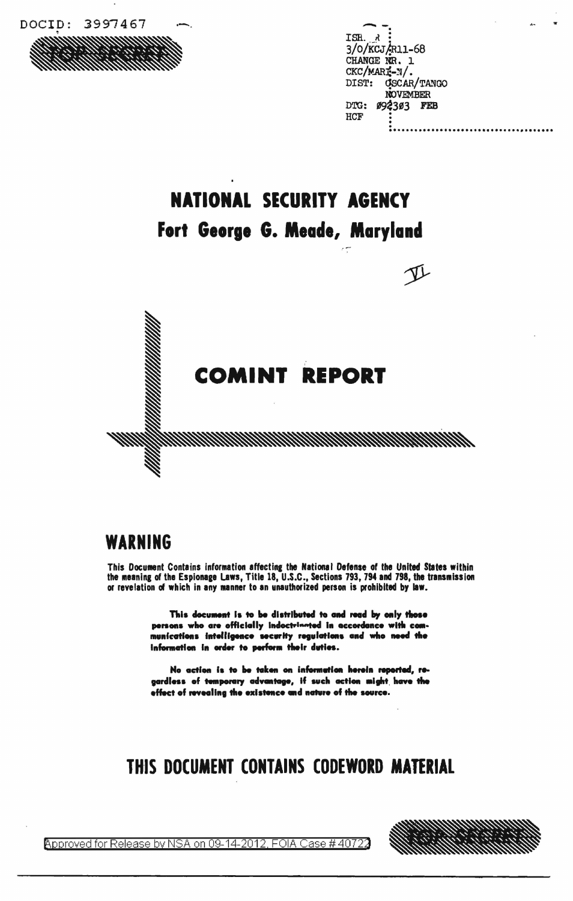DOCID: 3997467

TOP SECRET

ISH. R
3/O/KCJ/R11-68
CHANGE NR. 1
CKC/MARI-N/.
DIST: OSCAR/TANGO
NOVEMBER
DTG: 092303 FEB
HCF

# NATIONAL SECURITY AGENCY
## Fort George G. Meade, Maryland

VI

# COMINT REPORT

## WARNING

**This Document Contains information affecting the National Defense of the United States within the meaning of the Espionage Laws, Title 18, U.S.C., Sections 793, 794 and 798, the transmission or revelation of which in any manner to an unauthorized person is prohibited by law.**

**This document is to be distributed to and read by only those persons who are officially indoctrinated in accordance with communications intelligence security regulations and who need the information in order to perform their duties.**

**No action is to be taken on information herein reported, regardless of temporary advantage, if such action might have the effect of revealing the existence and nature of the source.**

## THIS DOCUMENT CONTAINS CODEWORD MATERIAL

Approved for Release by NSA on 09-14-2012, FOIA Case # 40722

TOP SECRET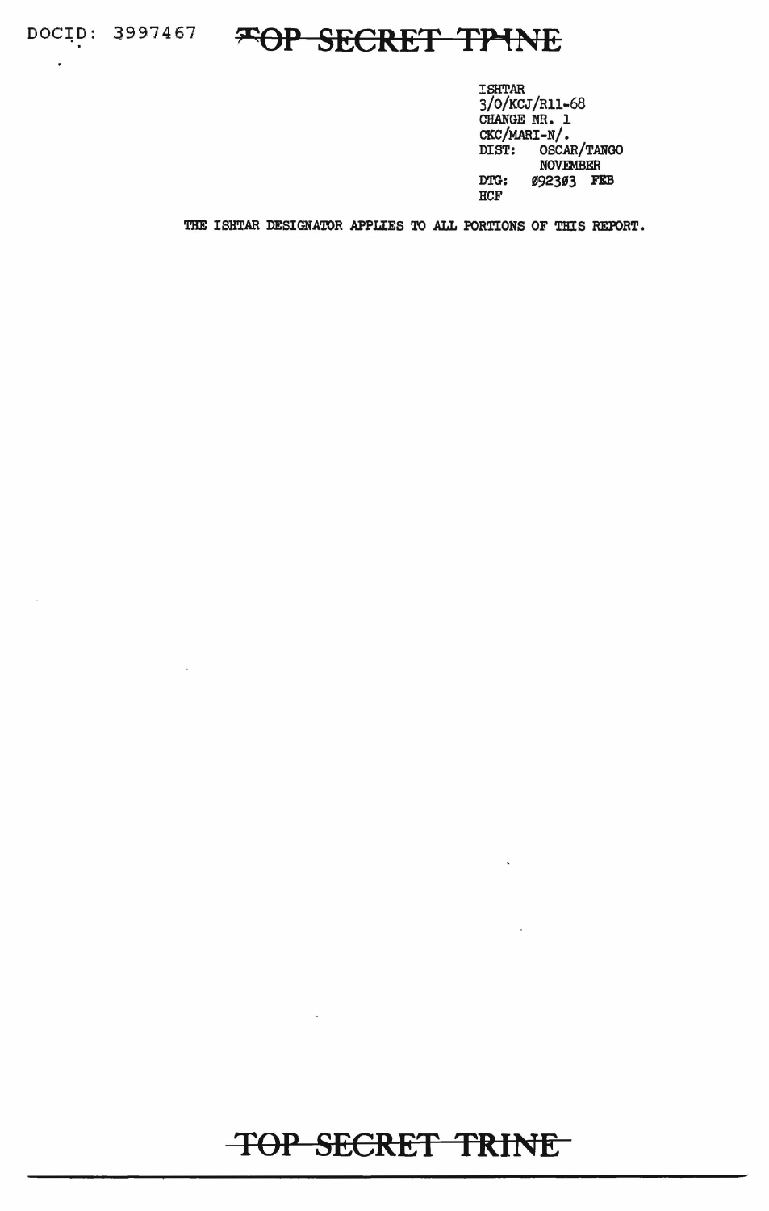ISHTAR
3/O/KCJ/R11-68
CHANGE NR. 1
CKC/MARI-N/.
DIST: OSCAR/TANGO
NOVEMBER
DTG: Ø923Ø3 FEB
HCF

THE ISHTAR DESIGNATOR APPLIES TO ALL PORTIONS OF THIS REPORT.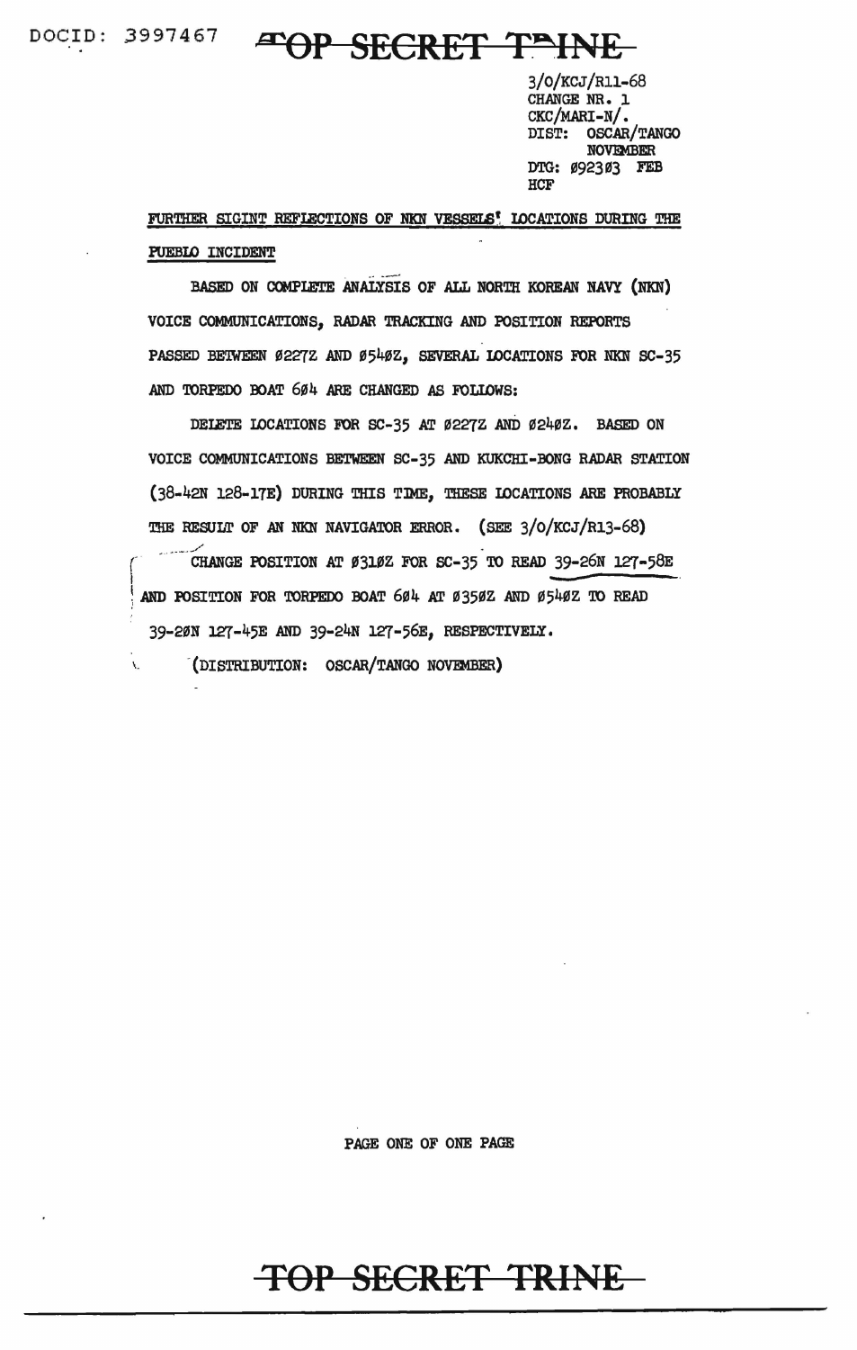DOCID: 3997467

TOP SECRET TRINE

3/O/KCJ/R11-68
CHANGE NR. 1
CKC/MARI-N/.
DIST: OSCAR/TANGO
NOVEMBER
DTG: Ø923Ø3 FEB
HCF

FURTHER SIGINT REFLECTIONS OF NKN VESSELS' LOCATIONS DURING THE PUEBLO INCIDENT

BASED ON COMPLETE ANALYSIS OF ALL NORTH KOREAN NAVY (NKN) VOICE COMMUNICATIONS, RADAR TRACKING AND POSITION REPORTS PASSED BETWEEN Ø227Z AND Ø54ØZ, SEVERAL LOCATIONS FOR NKN SC-35 AND TORPEDO BOAT 6Ø4 ARE CHANGED AS FOLLOWS:

DELETE LOCATIONS FOR SC-35 AT Ø227Z AND Ø24ØZ. BASED ON VOICE COMMUNICATIONS BETWEEN SC-35 AND KUKCHI-BONG RADAR STATION (38-42N 128-17E) DURING THIS TIME, THESE LOCATIONS ARE PROBABLY THE RESULT OF AN NKN NAVIGATOR ERROR. (SEE 3/O/KCJ/R13-68)

CHANGE POSITION AT Ø31ØZ FOR SC-35 TO READ 39-26N 127-58E AND POSITION FOR TORPEDO BOAT 6Ø4 AT Ø35ØZ AND Ø54ØZ TO READ 39-2ØN 127-45E AND 39-24N 127-56E, RESPECTIVELY.

(DISTRIBUTION: OSCAR/TANGO NOVEMBER)

PAGE ONE OF ONE PAGE

TOP SECRET TRINE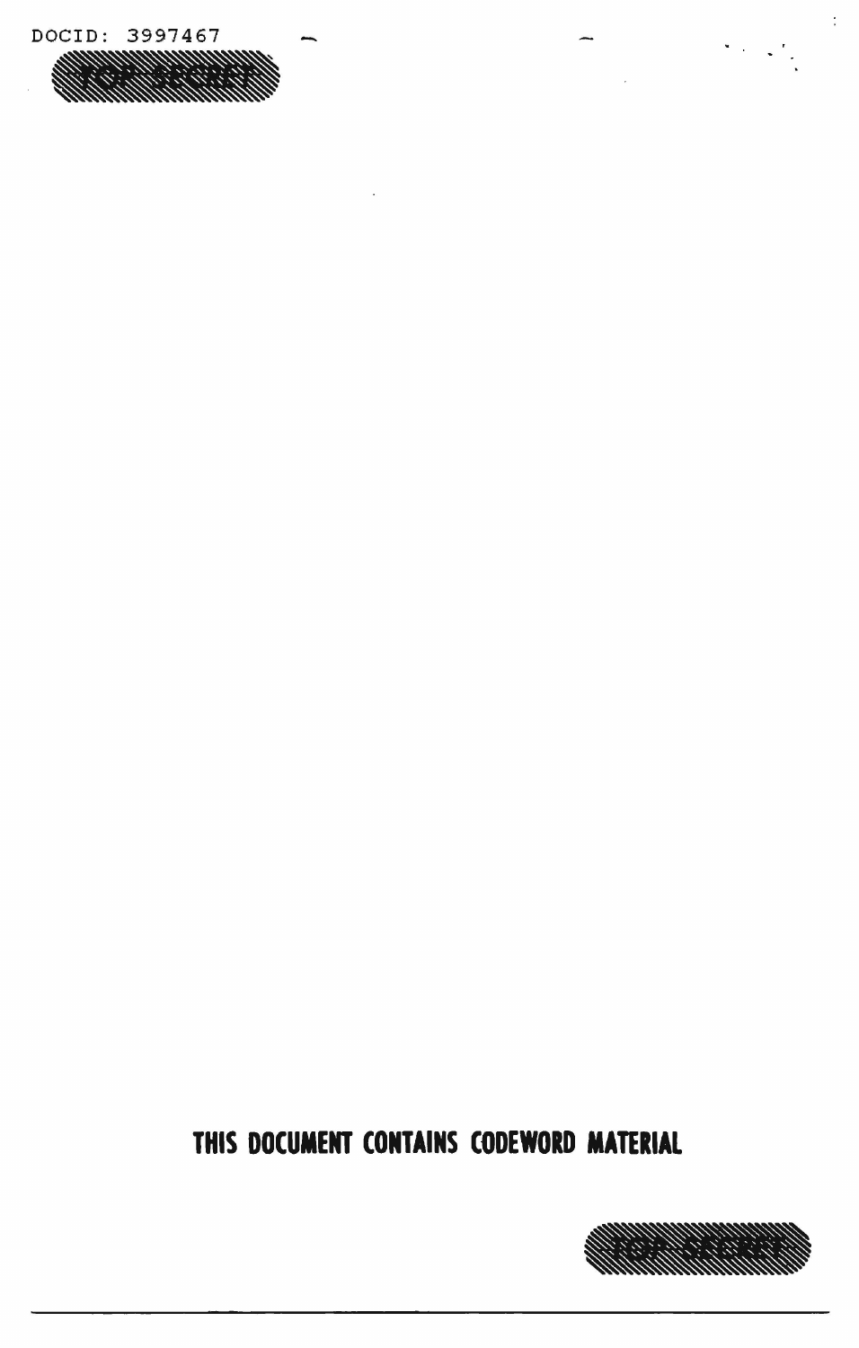DOCID: 3997467

TOP SECRET

**THIS DOCUMENT CONTAINS CODEWORD MATERIAL**

TOP SECRET